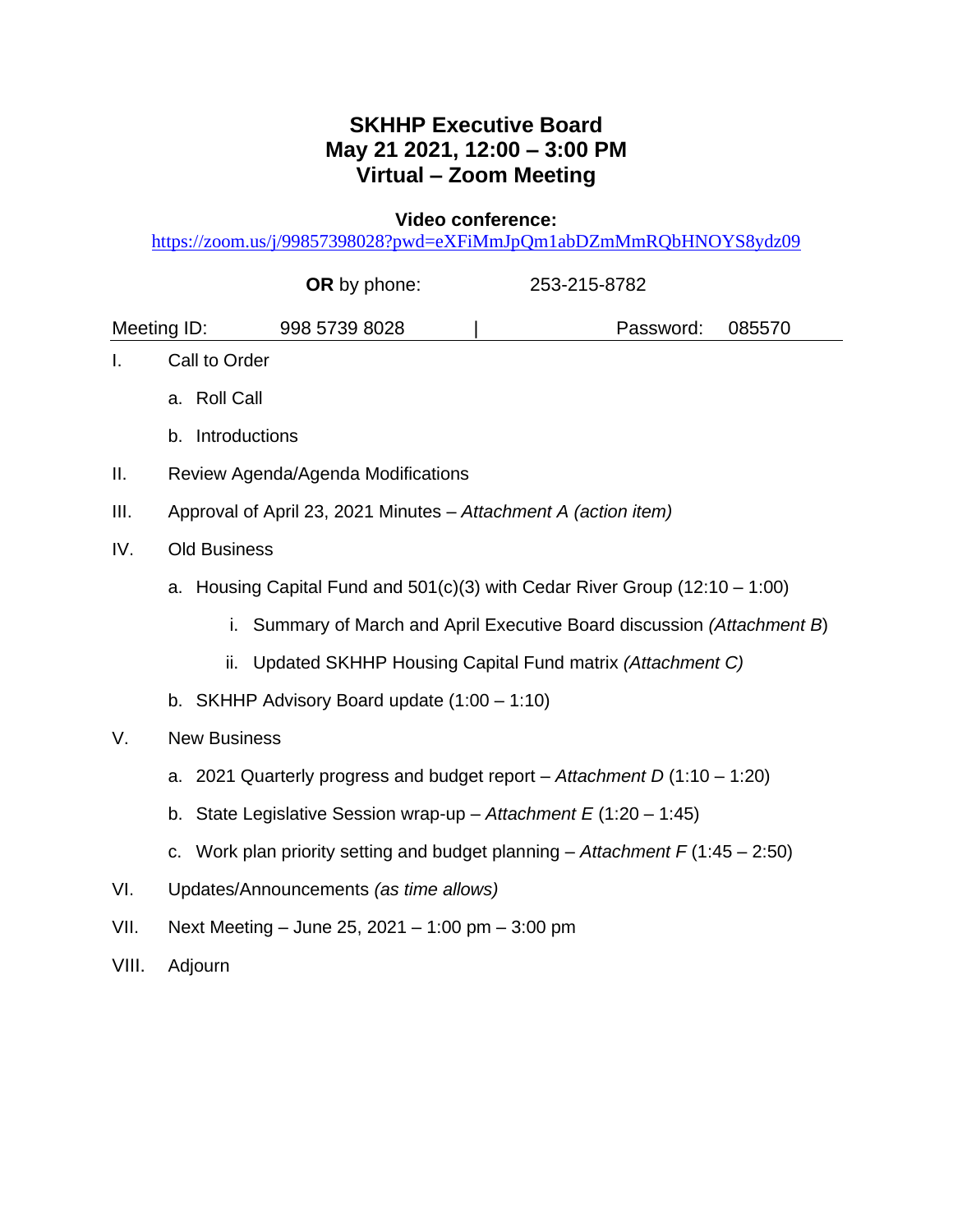# SKHHP Executive Board
# May 21 2021, 12:00 – 3:00 PM
# Virtual – Zoom Meeting

**Video conference:**
https://zoom.us/j/99857398028?pwd=eXFiMmJpQm1abDZmMmRQbHNOYS8ydz09

**OR** by phone: 253-215-8782

Meeting ID: 998 5739 8028 | Password: 085570

---

I. Call to Order

   a. Roll Call

   b. Introductions

II. Review Agenda/Agenda Modifications

III. Approval of April 23, 2021 Minutes – *Attachment A (action item)*

IV. Old Business

   a. Housing Capital Fund and 501(c)(3) with Cedar River Group (12:10 – 1:00)

      i. Summary of March and April Executive Board discussion *(Attachment B)*

      ii. Updated SKHHP Housing Capital Fund matrix *(Attachment C)*

   b. SKHHP Advisory Board update (1:00 – 1:10)

V. New Business

   a. 2021 Quarterly progress and budget report – *Attachment D* (1:10 – 1:20)

   b. State Legislative Session wrap-up – *Attachment E* (1:20 – 1:45)

   c. Work plan priority setting and budget planning – *Attachment F* (1:45 – 2:50)

VI. Updates/Announcements *(as time allows)*

VII. Next Meeting – June 25, 2021 – 1:00 pm – 3:00 pm

VIII. Adjourn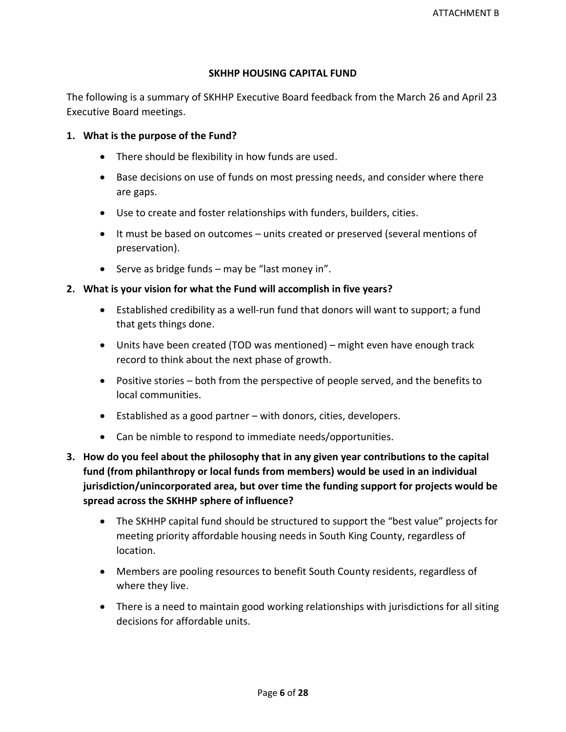ATTACHMENT B

## SKHHP HOUSING CAPITAL FUND

The following is a summary of SKHHP Executive Board feedback from the March 26 and April 23 Executive Board meetings.

1. **What is the purpose of the Fund?**
   - There should be flexibility in how funds are used.
   - Base decisions on use of funds on most pressing needs, and consider where there are gaps.
   - Use to create and foster relationships with funders, builders, cities.
   - It must be based on outcomes – units created or preserved (several mentions of preservation).
   - Serve as bridge funds – may be "last money in".

2. **What is your vision for what the Fund will accomplish in five years?**
   - Established credibility as a well-run fund that donors will want to support; a fund that gets things done.
   - Units have been created (TOD was mentioned) – might even have enough track record to think about the next phase of growth.
   - Positive stories – both from the perspective of people served, and the benefits to local communities.
   - Established as a good partner – with donors, cities, developers.
   - Can be nimble to respond to immediate needs/opportunities.

3. **How do you feel about the philosophy that in any given year contributions to the capital fund (from philanthropy or local funds from members) would be used in an individual jurisdiction/unincorporated area, but over time the funding support for projects would be spread across the SKHHP sphere of influence?**
   - The SKHHP capital fund should be structured to support the "best value" projects for meeting priority affordable housing needs in South King County, regardless of location.
   - Members are pooling resources to benefit South County residents, regardless of where they live.
   - There is a need to maintain good working relationships with jurisdictions for all siting decisions for affordable units.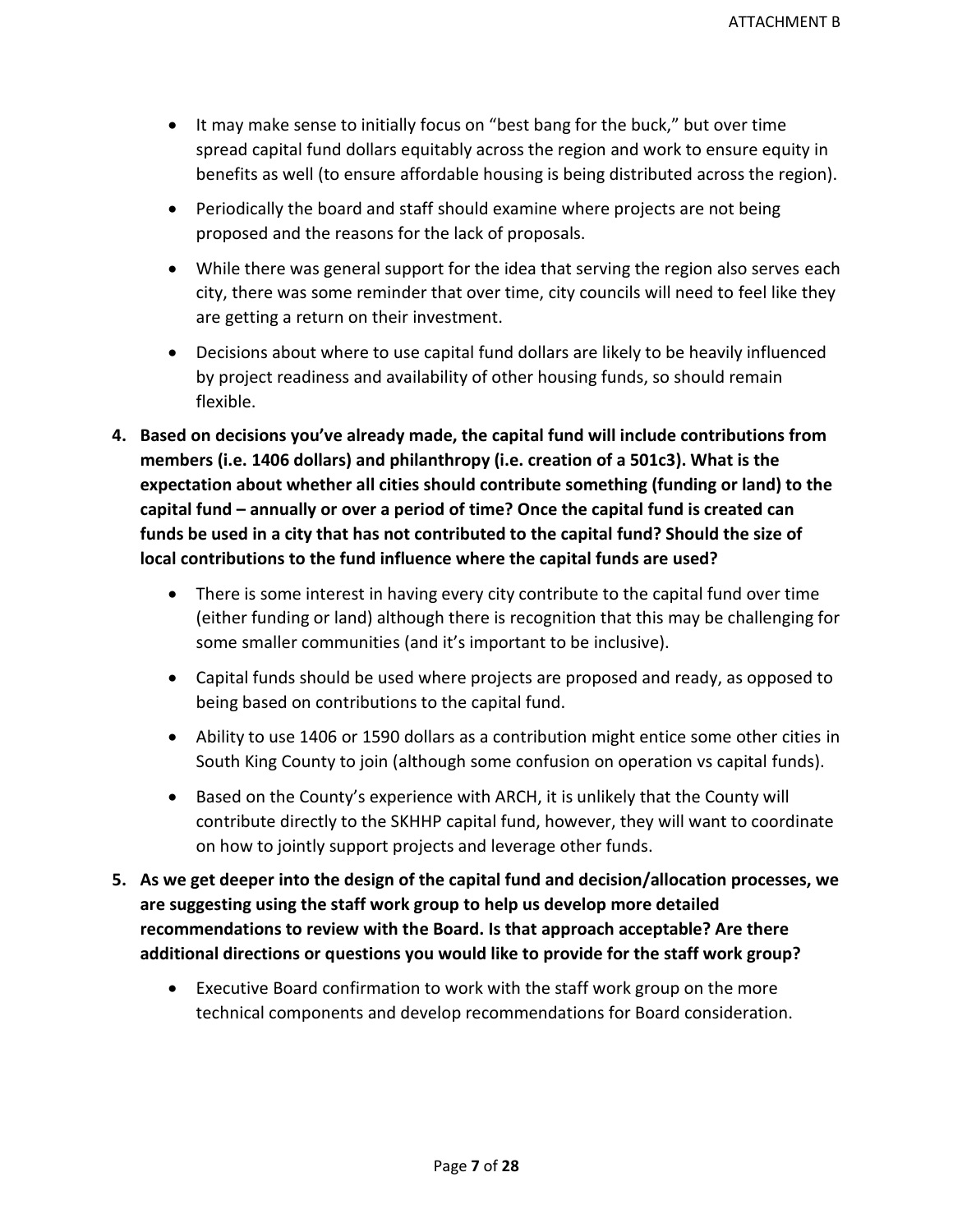- It may make sense to initially focus on "best bang for the buck," but over time spread capital fund dollars equitably across the region and work to ensure equity in benefits as well (to ensure affordable housing is being distributed across the region).
- Periodically the board and staff should examine where projects are not being proposed and the reasons for the lack of proposals.
- While there was general support for the idea that serving the region also serves each city, there was some reminder that over time, city councils will need to feel like they are getting a return on their investment.
- Decisions about where to use capital fund dollars are likely to be heavily influenced by project readiness and availability of other housing funds, so should remain flexible.

4. **Based on decisions you've already made, the capital fund will include contributions from members (i.e. 1406 dollars) and philanthropy (i.e. creation of a 501c3). What is the expectation about whether all cities should contribute something (funding or land) to the capital fund – annually or over a period of time? Once the capital fund is created can funds be used in a city that has not contributed to the capital fund? Should the size of local contributions to the fund influence where the capital funds are used?**
   - There is some interest in having every city contribute to the capital fund over time (either funding or land) although there is recognition that this may be challenging for some smaller communities (and it's important to be inclusive).
   - Capital funds should be used where projects are proposed and ready, as opposed to being based on contributions to the capital fund.
   - Ability to use 1406 or 1590 dollars as a contribution might entice some other cities in South King County to join (although some confusion on operation vs capital funds).
   - Based on the County's experience with ARCH, it is unlikely that the County will contribute directly to the SKHHP capital fund, however, they will want to coordinate on how to jointly support projects and leverage other funds.

5. **As we get deeper into the design of the capital fund and decision/allocation processes, we are suggesting using the staff work group to help us develop more detailed recommendations to review with the Board. Is that approach acceptable? Are there additional directions or questions you would like to provide for the staff work group?**
   - Executive Board confirmation to work with the staff work group on the more technical components and develop recommendations for Board consideration.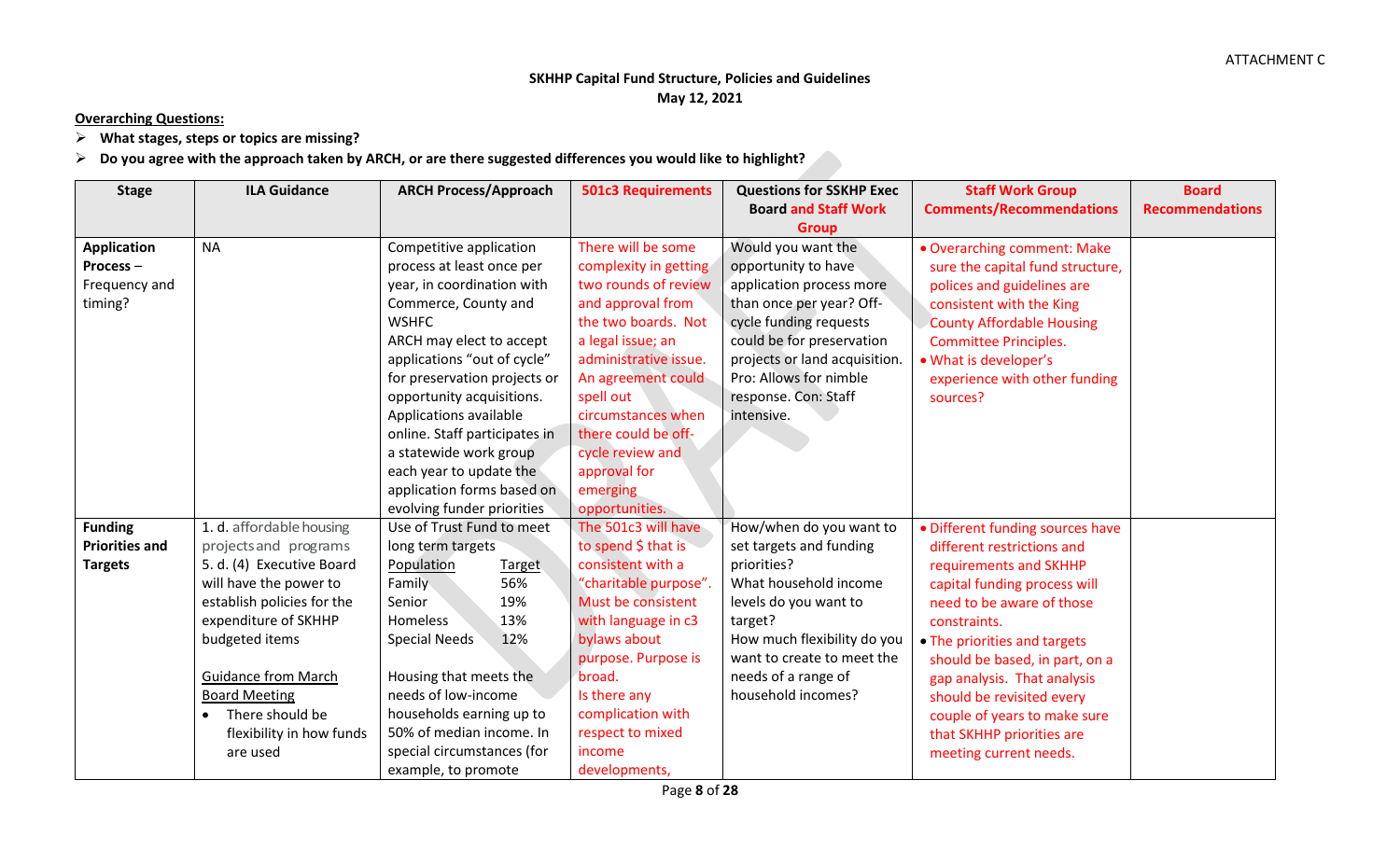ATTACHMENT C

**SKHHP Capital Fund Structure, Policies and Guidelines**
**May 12, 2021**

**Overarching Questions:**

- **What stages, steps or topics are missing?**
- **Do you agree with the approach taken by ARCH, or are there suggested differences you would like to highlight?**

| Stage | ILA Guidance | ARCH Process/Approach | 501c3 Requirements | Questions for SSKHP Exec Board and Staff Work Group | Staff Work Group Comments/Recommendations | Board Recommendations |
|---|---|---|---|---|---|---|
| **Application Process – Frequency and timing?** | NA | Competitive application process at least once per year, in coordination with Commerce, County and WSHFC<br>ARCH may elect to accept applications "out of cycle" for preservation projects or opportunity acquisitions.<br>Applications available online. Staff participates in a statewide work group each year to update the application forms based on evolving funder priorities | There will be some complexity in getting two rounds of review and approval from the two boards. Not a legal issue; an administrative issue. An agreement could spell out circumstances when there could be off-cycle review and approval for emerging opportunities. | Would you want the opportunity to have application process more than once per year? Off-cycle funding requests could be for preservation projects or land acquisition. Pro: Allows for nimble response. Con: Staff intensive. | • Overarching comment: Make sure the capital fund structure, polices and guidelines are consistent with the King County Affordable Housing Committee Principles.<br>• What is developer's experience with other funding sources? | |
| **Funding Priorities and Targets** | 1. d. affordable housing projects and programs<br>5. d. (4) Executive Board will have the power to establish policies for the expenditure of SKHHP budgeted items<br><br><u>Guidance from March Board Meeting</u><br>• There should be flexibility in how funds are used | Use of Trust Fund to meet long term targets<br><u>Population</u> <u>Target</u><br>Family 56%<br>Senior 19%<br>Homeless 13%<br>Special Needs 12%<br><br>Housing that meets the needs of low-income households earning up to 50% of median income. In special circumstances (for example, to promote | The 501c3 will have to spend $ that is consistent with a "charitable purpose". Must be consistent with language in c3 bylaws about purpose. Purpose is broad.<br>Is there any complication with respect to mixed income developments, | How/when do you want to set targets and funding priorities?<br>What household income levels do you want to target?<br>How much flexibility do you want to create to meet the needs of a range of household incomes? | • Different funding sources have different restrictions and requirements and SKHHP capital funding process will need to be aware of those constraints.<br>• The priorities and targets should be based, in part, on a gap analysis. That analysis should be revisited every couple of years to make sure that SKHHP priorities are meeting current needs. | |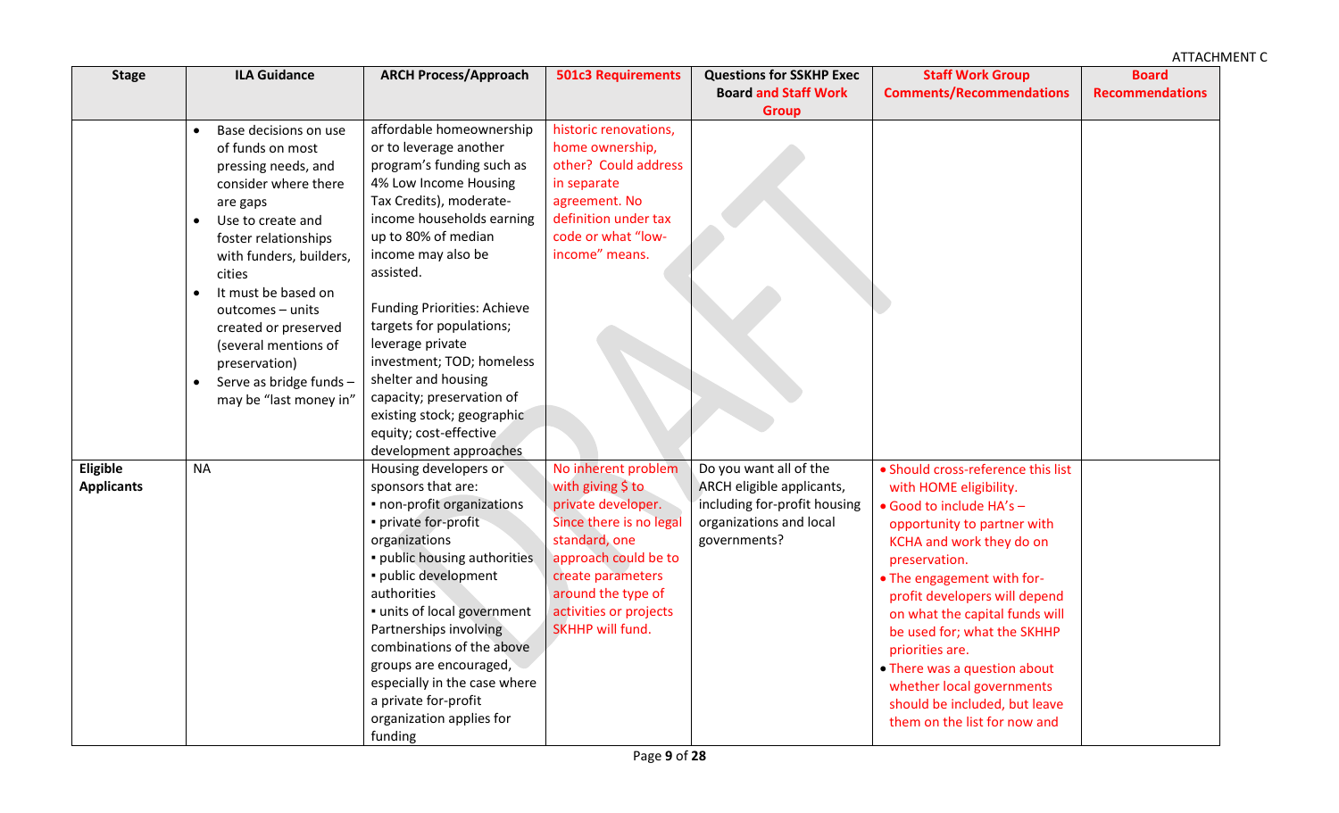ATTACHMENT C

| Stage | ILA Guidance | ARCH Process/Approach | 501c3 Requirements | Questions for SSKHP Exec Board and Staff Work Group | Staff Work Group Comments/Recommendations | Board Recommendations |
|---|---|---|---|---|---|---|
| | • Base decisions on use of funds on most pressing needs, and consider where there are gaps<br>• Use to create and foster relationships with funders, builders, cities<br>• It must be based on outcomes – units created or preserved (several mentions of preservation)<br>• Serve as bridge funds – may be "last money in" | affordable homeownership or to leverage another program's funding such as 4% Low Income Housing Tax Credits), moderate-income households earning up to 80% of median income may also be assisted.<br><br>Funding Priorities: Achieve targets for populations; leverage private investment; TOD; homeless shelter and housing capacity; preservation of existing stock; geographic equity; cost-effective development approaches | historic renovations, home ownership, other? Could address in separate agreement. No definition under tax code or what "low-income" means. | | | |
| **Eligible Applicants** | NA | Housing developers or sponsors that are:<br>▪ non-profit organizations<br>▪ private for-profit organizations<br>▪ public housing authorities<br>▪ public development authorities<br>▪ units of local government<br>Partnerships involving combinations of the above groups are encouraged, especially in the case where a private for-profit organization applies for funding | No inherent problem with giving $ to private developer. Since there is no legal standard, one approach could be to create parameters around the type of activities or projects SKHHP will fund. | Do you want all of the ARCH eligible applicants, including for-profit housing organizations and local governments? | • Should cross-reference this list with HOME eligibility.<br>• Good to include HA's – opportunity to partner with KCHA and work they do on preservation.<br>• The engagement with for-profit developers will depend on what the capital funds will be used for; what the SKHHP priorities are.<br>• There was a question about whether local governments should be included, but leave them on the list for now and | |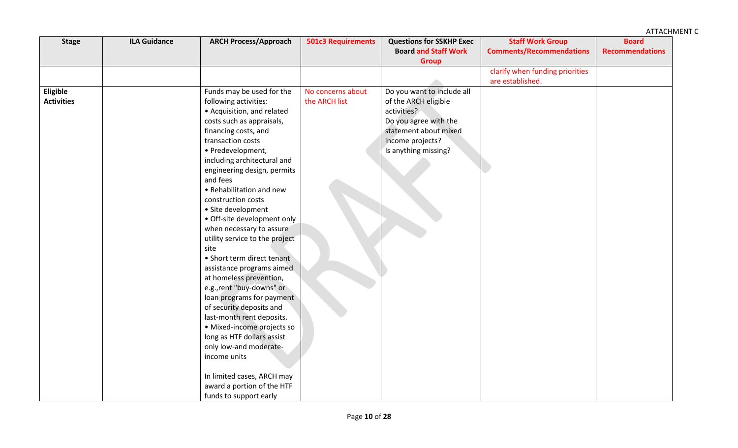ATTACHMENT C

| Stage | ILA Guidance | ARCH Process/Approach | 501c3 Requirements | Questions for SSKHP Exec Board and Staff Work Group | Staff Work Group Comments/Recommendations | Board Recommendations |
|---|---|---|---|---|---|---|
| | | | | | clarify when funding priorities are established. | |
| **Eligible Activities** | | Funds may be used for the following activities:<br>• Acquisition, and related costs such as appraisals, financing costs, and transaction costs<br>• Predevelopment, including architectural and engineering design, permits and fees<br>• Rehabilitation and new construction costs<br>• Site development<br>• Off-site development only when necessary to assure utility service to the project site<br>• Short term direct tenant assistance programs aimed at homeless prevention, e.g.,rent "buy-downs" or loan programs for payment of security deposits and last-month rent deposits.<br>• Mixed-income projects so long as HTF dollars assist only low-and moderate-income units<br><br>In limited cases, ARCH may award a portion of the HTF funds to support early | No concerns about the ARCH list | Do you want to include all of the ARCH eligible activities?<br>Do you agree with the statement about mixed income projects?<br>Is anything missing? | | |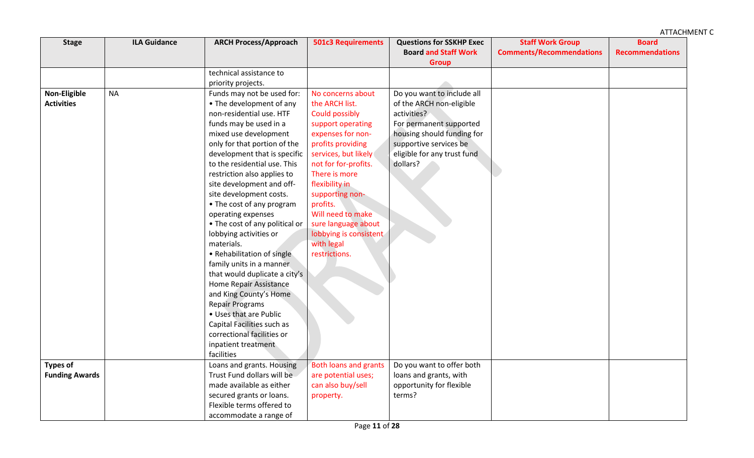ATTACHMENT C

| Stage | ILA Guidance | ARCH Process/Approach | 501c3 Requirements | Questions for SSKHP Exec Board and Staff Work Group | Staff Work Group Comments/Recommendations | Board Recommendations |
|---|---|---|---|---|---|---|
| | | technical assistance to priority projects. | | | | |
| **Non-Eligible Activities** | NA | Funds may not be used for:<br>• The development of any non-residential use. HTF funds may be used in a mixed use development only for that portion of the development that is specific to the residential use. This restriction also applies to site development and off-site development costs.<br>• The cost of any program operating expenses<br>• The cost of any political or lobbying activities or materials.<br>• Rehabilitation of single family units in a manner that would duplicate a city's Home Repair Assistance and King County's Home Repair Programs<br>• Uses that are Public Capital Facilities such as correctional facilities or inpatient treatment facilities | No concerns about the ARCH list. Could possibly support operating expenses for non-profits providing services, but likely not for for-profits. There is more flexibility in supporting non-profits. Will need to make sure language about lobbying is consistent with legal restrictions. | Do you want to include all of the ARCH non-eligible activities?<br>For permanent supported housing should funding for supportive services be eligible for any trust fund dollars? | | |
| **Types of Funding Awards** | | Loans and grants. Housing Trust Fund dollars will be made available as either secured grants or loans. Flexible terms offered to accommodate a range of | Both loans and grants are potential uses; can also buy/sell property. | Do you want to offer both loans and grants, with opportunity for flexible terms? | | |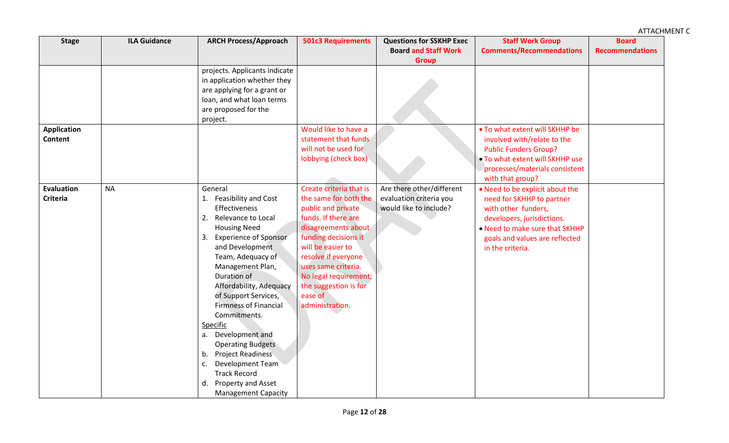ATTACHMENT C

| Stage | ILA Guidance | ARCH Process/Approach | 501c3 Requirements | Questions for SSKHP Exec Board and Staff Work Group | Staff Work Group Comments/Recommendations | Board Recommendations |
|---|---|---|---|---|---|---|
| | | projects. Applicants indicate in application whether they are applying for a grant or loan, and what loan terms are proposed for the project. | | | | |
| **Application Content** | | | Would like to have a statement that funds will not be used for lobbying (check box) | | • To what extent will SKHHP be involved with/relate to the Public Funders Group?<br>• To what extent will SKHHP use processes/materials consistent with that group? | |
| **Evaluation Criteria** | NA | General<br>1. Feasibility and Cost Effectiveness<br>2. Relevance to Local Housing Need<br>3. Experience of Sponsor and Development Team, Adequacy of Management Plan, Duration of Affordability, Adequacy of Support Services, Firmness of Financial Commitments.<br>Specific<br>a. Development and Operating Budgets<br>b. Project Readiness<br>c. Development Team Track Record<br>d. Property and Asset Management Capacity | Create criteria that is the same for both the public and private funds. If there are disagreements about funding decisions it will be easier to resolve if everyone uses same criteria. No legal requirement; the suggestion is for ease of administration. | Are there other/different evaluation criteria you would like to include? | • Need to be explicit about the need for SKHHP to partner with other funders, developers, jurisdictions.<br>• Need to make sure that SKHHP goals and values are reflected in the criteria. | |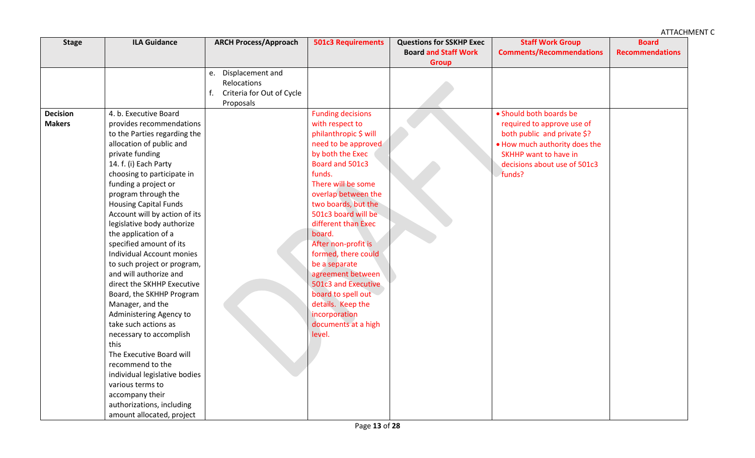ATTACHMENT C

| Stage | ILA Guidance | ARCH Process/Approach | 501c3 Requirements | Questions for SSKHP Exec Board and Staff Work Group | Staff Work Group Comments/Recommendations | Board Recommendations |
|---|---|---|---|---|---|---|
| | | e. Displacement and Relocations<br>f. Criteria for Out of Cycle Proposals | | | | |
| **Decision Makers** | 4. b. Executive Board provides recommendations to the Parties regarding the allocation of public and private funding<br>14. f. (i) Each Party choosing to participate in funding a project or program through the Housing Capital Funds Account will by action of its legislative body authorize the application of a specified amount of its Individual Account monies to such project or program, and will authorize and direct the SKHHP Executive Board, the SKHHP Program Manager, and the Administering Agency to take such actions as necessary to accomplish this<br>The Executive Board will recommend to the individual legislative bodies various terms to accompany their authorizations, including amount allocated, project | | Funding decisions with respect to philanthropic $ will need to be approved by both the Exec Board and 501c3 funds.<br>There will be some overlap between the two boards, but the 501c3 board will be different than Exec board.<br>After non-profit is formed, there could be a separate agreement between 501c3 and Executive board to spell out details. Keep the incorporation documents at a high level. | | • Should both boards be required to approve use of both public and private $?<br>• How much authority does the SKHHP want to have in decisions about use of 501c3 funds? | |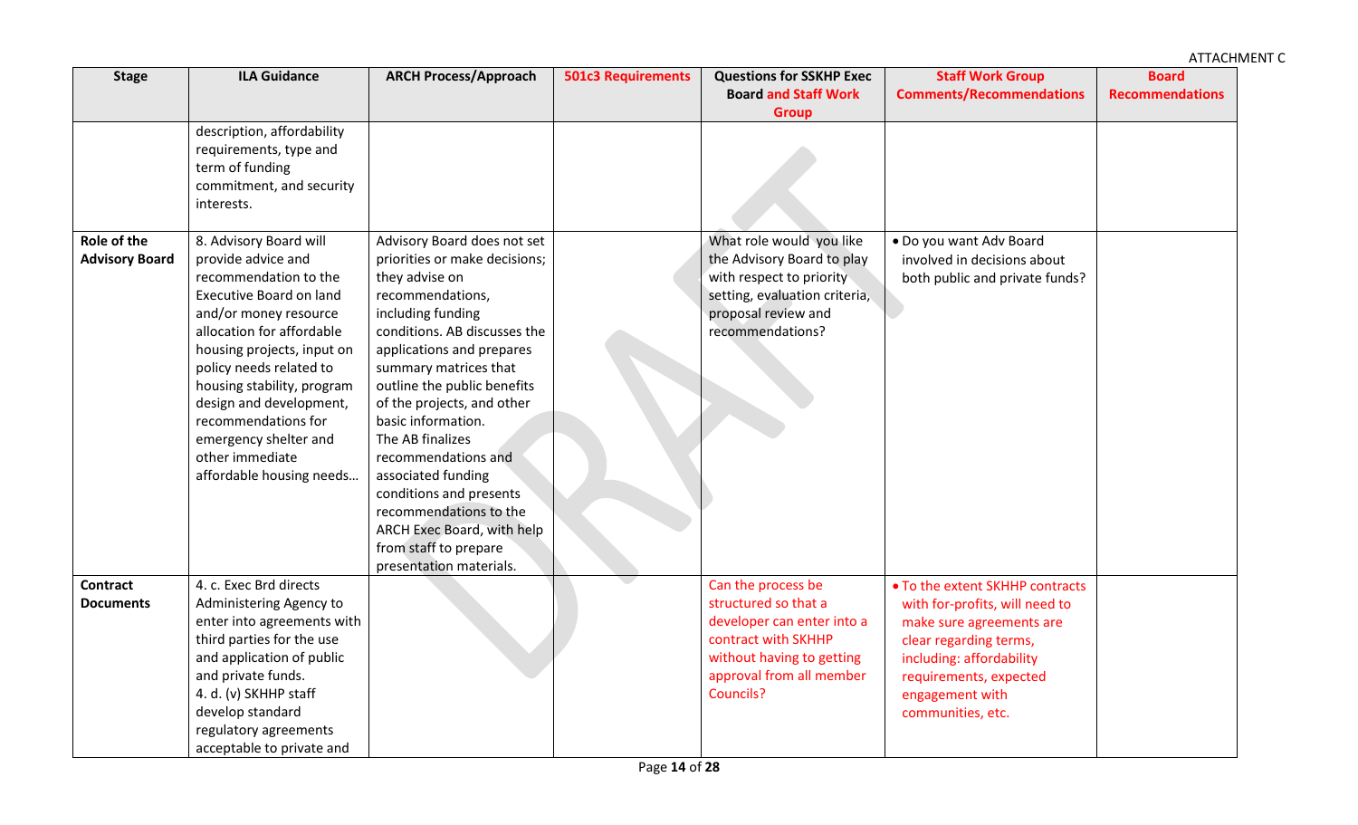ATTACHMENT C

| Stage | ILA Guidance | ARCH Process/Approach | 501c3 Requirements | Questions for SSKHP Exec Board and Staff Work Group | Staff Work Group Comments/Recommendations | Board Recommendations |
|---|---|---|---|---|---|---|
| | description, affordability requirements, type and term of funding commitment, and security interests. | | | | | |
| **Role of the Advisory Board** | 8. Advisory Board will provide advice and recommendation to the Executive Board on land and/or money resource allocation for affordable housing projects, input on policy needs related to housing stability, program design and development, recommendations for emergency shelter and other immediate affordable housing needs… | Advisory Board does not set priorities or make decisions; they advise on recommendations, including funding conditions. AB discusses the applications and prepares summary matrices that outline the public benefits of the projects, and other basic information. The AB finalizes recommendations and associated funding conditions and presents recommendations to the ARCH Exec Board, with help from staff to prepare presentation materials. | | What role would you like the Advisory Board to play with respect to priority setting, evaluation criteria, proposal review and recommendations? | • Do you want Adv Board involved in decisions about both public and private funds? | |
| **Contract Documents** | 4. c. Exec Brd directs Administering Agency to enter into agreements with third parties for the use and application of public and private funds. 4. d. (v) SKHHP staff develop standard regulatory agreements acceptable to private and | | | Can the process be structured so that a developer can enter into a contract with SKHHP without having to getting approval from all member Councils? | • To the extent SKHHP contracts with for-profits, will need to make sure agreements are clear regarding terms, including: affordability requirements, expected engagement with communities, etc. | |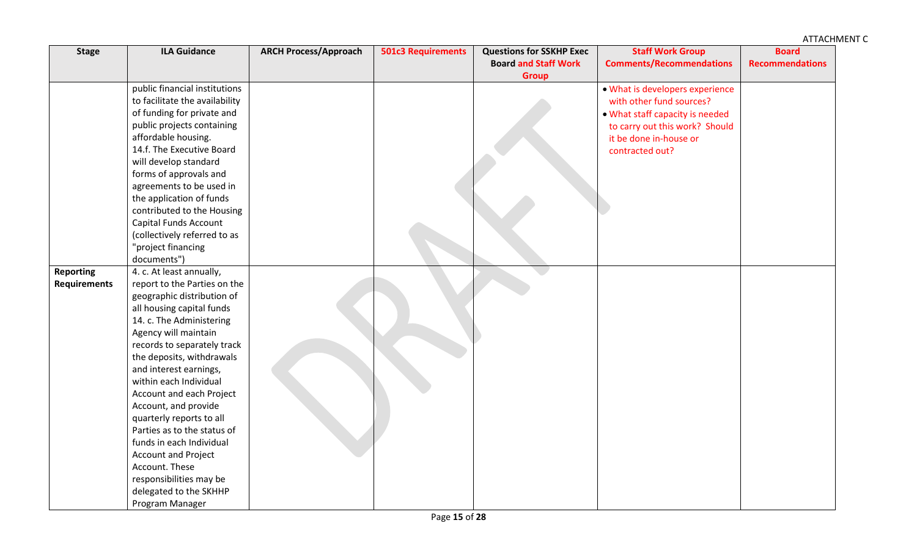ATTACHMENT C

| Stage | ILA Guidance | ARCH Process/Approach | 501c3 Requirements | Questions for SSKHP Exec Board and Staff Work Group | Staff Work Group Comments/Recommendations | Board Recommendations |
|---|---|---|---|---|---|---|
| | public financial institutions to facilitate the availability of funding for private and public projects containing affordable housing.<br>14.f. The Executive Board will develop standard forms of approvals and agreements to be used in the application of funds contributed to the Housing Capital Funds Account (collectively referred to as "project financing documents") | | | | • What is developers experience with other fund sources?<br>• What staff capacity is needed to carry out this work? Should it be done in-house or contracted out? | |
| **Reporting Requirements** | 4. c. At least annually, report to the Parties on the geographic distribution of all housing capital funds<br>14. c. The Administering Agency will maintain records to separately track the deposits, withdrawals and interest earnings, within each Individual Account and each Project Account, and provide quarterly reports to all Parties as to the status of funds in each Individual Account and Project Account. These responsibilities may be delegated to the SKHHP Program Manager | | | | | |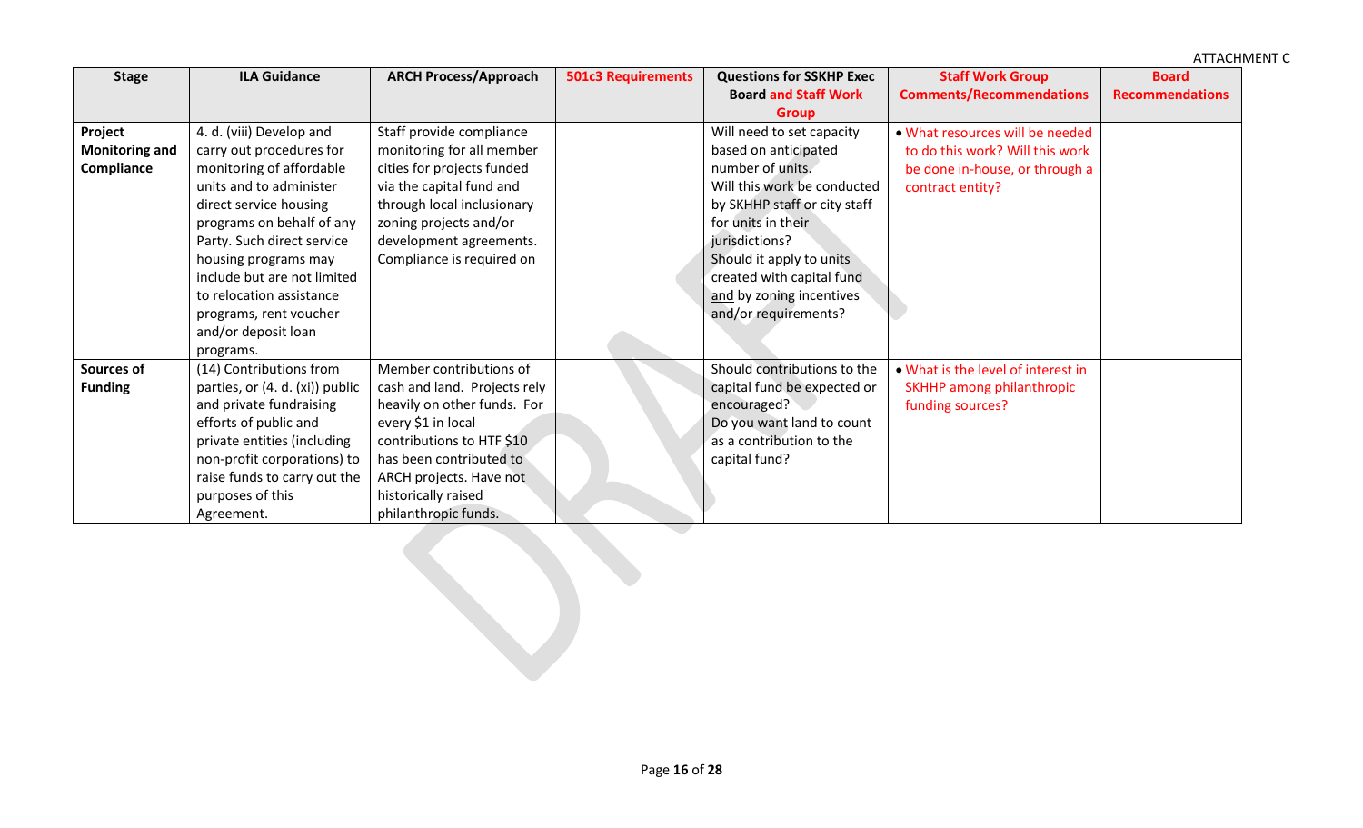ATTACHMENT C

| Stage | ILA Guidance | ARCH Process/Approach | 501c3 Requirements | Questions for SSKHP Exec Board and Staff Work Group | Staff Work Group Comments/Recommendations | Board Recommendations |
|---|---|---|---|---|---|---|
| **Project Monitoring and Compliance** | 4. d. (viii) Develop and carry out procedures for monitoring of affordable units and to administer direct service housing programs on behalf of any Party. Such direct service housing programs may include but are not limited to relocation assistance programs, rent voucher and/or deposit loan programs. | Staff provide compliance monitoring for all member cities for projects funded via the capital fund and through local inclusionary zoning projects and/or development agreements. Compliance is required on | | Will need to set capacity based on anticipated number of units. Will this work be conducted by SKHHP staff or city staff for units in their jurisdictions? Should it apply to units created with capital fund and by zoning incentives and/or requirements? | • What resources will be needed to do this work? Will this work be done in-house, or through a contract entity? | |
| **Sources of Funding** | (14) Contributions from parties, or (4. d. (xi)) public and private fundraising efforts of public and private entities (including non-profit corporations) to raise funds to carry out the purposes of this Agreement. | Member contributions of cash and land. Projects rely heavily on other funds. For every $1 in local contributions to HTF $10 has been contributed to ARCH projects. Have not historically raised philanthropic funds. | | Should contributions to the capital fund be expected or encouraged? Do you want land to count as a contribution to the capital fund? | • What is the level of interest in SKHHP among philanthropic funding sources? | |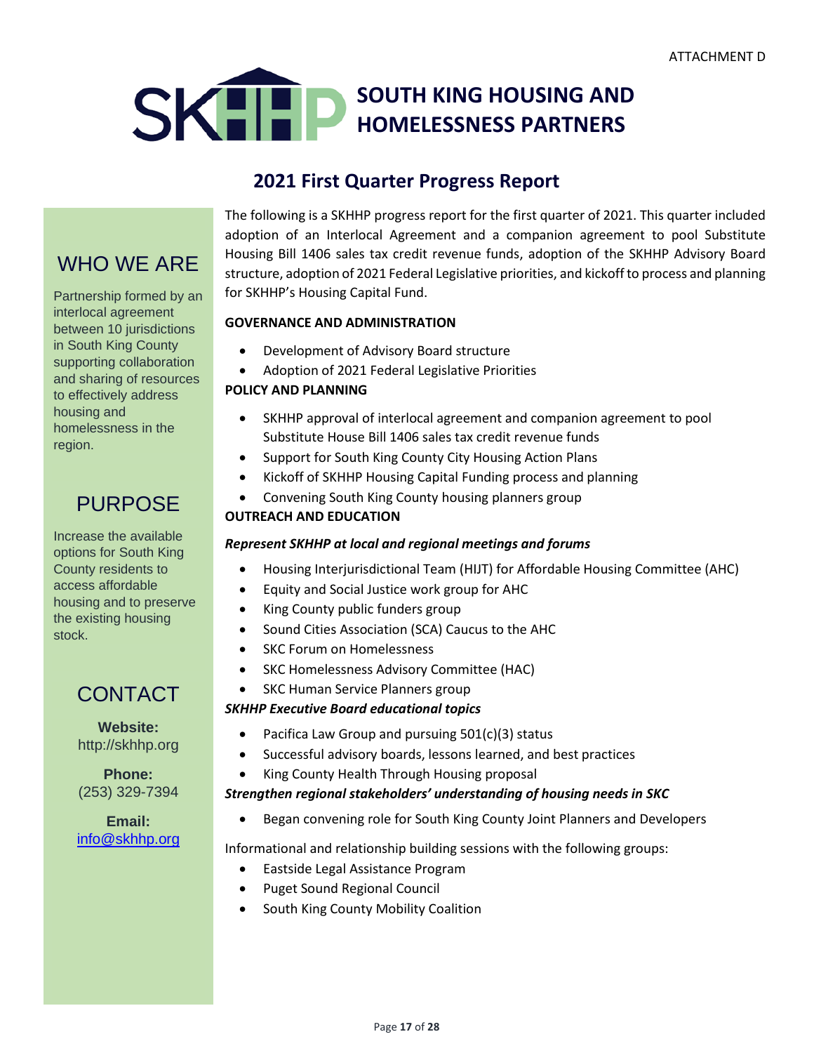ATTACHMENT D

# SOUTH KING HOUSING AND HOMELESSNESS PARTNERS

## 2021 First Quarter Progress Report

The following is a SKHHP progress report for the first quarter of 2021. This quarter included adoption of an Interlocal Agreement and a companion agreement to pool Substitute Housing Bill 1406 sales tax credit revenue funds, adoption of the SKHHP Advisory Board structure, adoption of 2021 Federal Legislative priorities, and kickoff to process and planning for SKHHP's Housing Capital Fund.

**GOVERNANCE AND ADMINISTRATION**

- Development of Advisory Board structure
- Adoption of 2021 Federal Legislative Priorities

**POLICY AND PLANNING**

- SKHHP approval of interlocal agreement and companion agreement to pool Substitute House Bill 1406 sales tax credit revenue funds
- Support for South King County City Housing Action Plans
- Kickoff of SKHHP Housing Capital Funding process and planning
- Convening South King County housing planners group

**OUTREACH AND EDUCATION**

***Represent SKHHP at local and regional meetings and forums***

- Housing Interjurisdictional Team (HIJT) for Affordable Housing Committee (AHC)
- Equity and Social Justice work group for AHC
- King County public funders group
- Sound Cities Association (SCA) Caucus to the AHC
- SKC Forum on Homelessness
- SKC Homelessness Advisory Committee (HAC)
- SKC Human Service Planners group

***SKHHP Executive Board educational topics***

- Pacifica Law Group and pursuing 501(c)(3) status
- Successful advisory boards, lessons learned, and best practices
- King County Health Through Housing proposal

***Strengthen regional stakeholders' understanding of housing needs in SKC***

- Began convening role for South King County Joint Planners and Developers

Informational and relationship building sessions with the following groups:

- Eastside Legal Assistance Program
- Puget Sound Regional Council
- South King County Mobility Coalition

## WHO WE ARE

Partnership formed by an interlocal agreement between 10 jurisdictions in South King County supporting collaboration and sharing of resources to effectively address housing and homelessness in the region.

## PURPOSE

Increase the available options for South King County residents to access affordable housing and to preserve the existing housing stock.

## CONTACT

**Website:**
http://skhhp.org

**Phone:**
(253) 329-7394

**Email:**
info@skhhp.org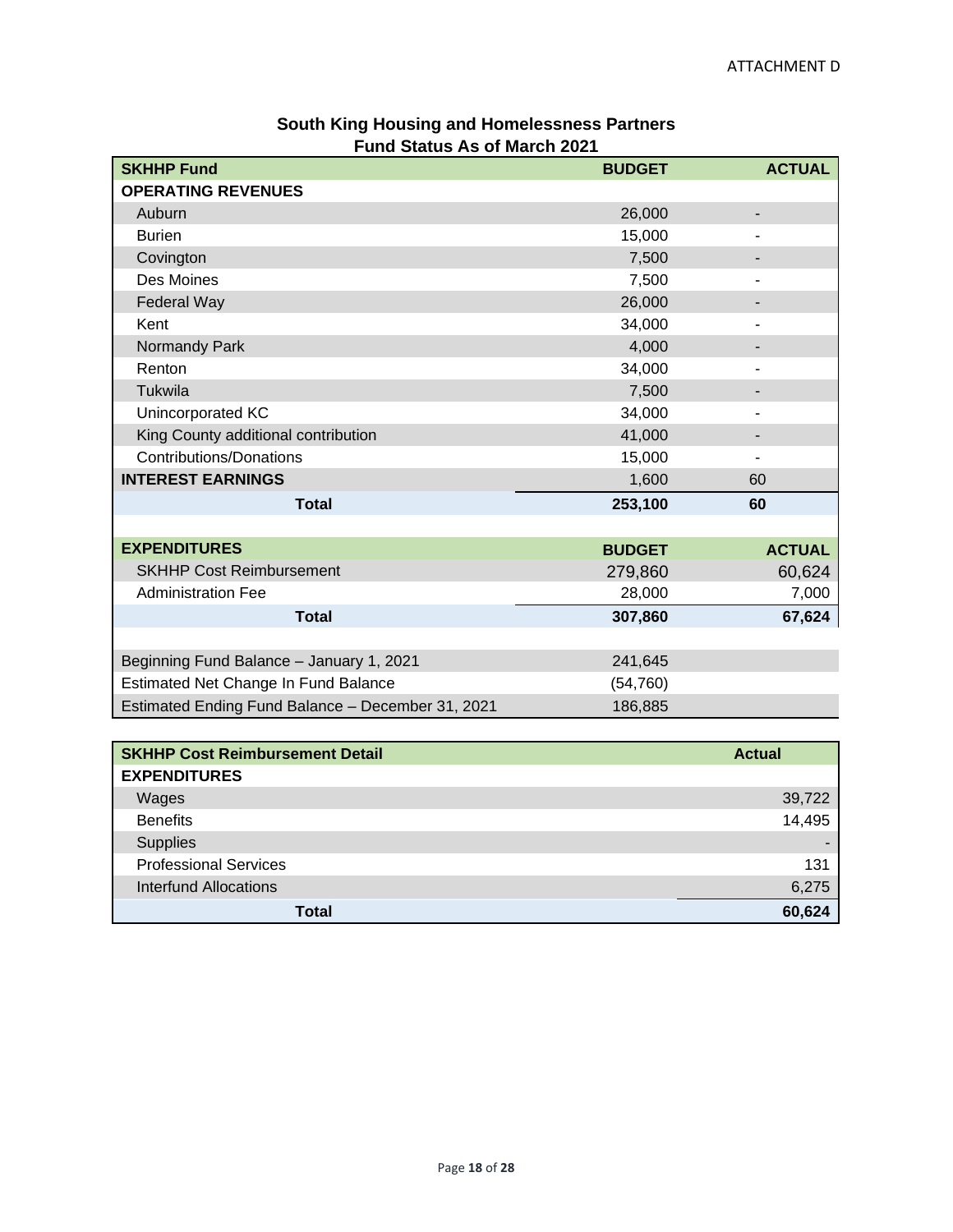ATTACHMENT D

## South King Housing and Homelessness Partners
## Fund Status As of March 2021

| SKHHP Fund | BUDGET | ACTUAL |
|---|---|---|
| **OPERATING REVENUES** | | |
| Auburn | 26,000 | - |
| Burien | 15,000 | - |
| Covington | 7,500 | - |
| Des Moines | 7,500 | - |
| Federal Way | 26,000 | - |
| Kent | 34,000 | - |
| Normandy Park | 4,000 | - |
| Renton | 34,000 | - |
| Tukwila | 7,500 | - |
| Unincorporated KC | 34,000 | - |
| King County additional contribution | 41,000 | - |
| Contributions/Donations | 15,000 | - |
| **INTEREST EARNINGS** | 1,600 | 60 |
| **Total** | **253,100** | **60** |
| | | |
| **EXPENDITURES** | **BUDGET** | **ACTUAL** |
| SKHHP Cost Reimbursement | 279,860 | 60,624 |
| Administration Fee | 28,000 | 7,000 |
| **Total** | **307,860** | **67,624** |
| | | |
| Beginning Fund Balance – January 1, 2021 | 241,645 | |
| Estimated Net Change In Fund Balance | (54,760) | |
| Estimated Ending Fund Balance – December 31, 2021 | 186,885 | |

| SKHHP Cost Reimbursement Detail | Actual |
|---|---|
| **EXPENDITURES** | |
| Wages | 39,722 |
| Benefits | 14,495 |
| Supplies | - |
| Professional Services | 131 |
| Interfund Allocations | 6,275 |
| **Total** | **60,624** |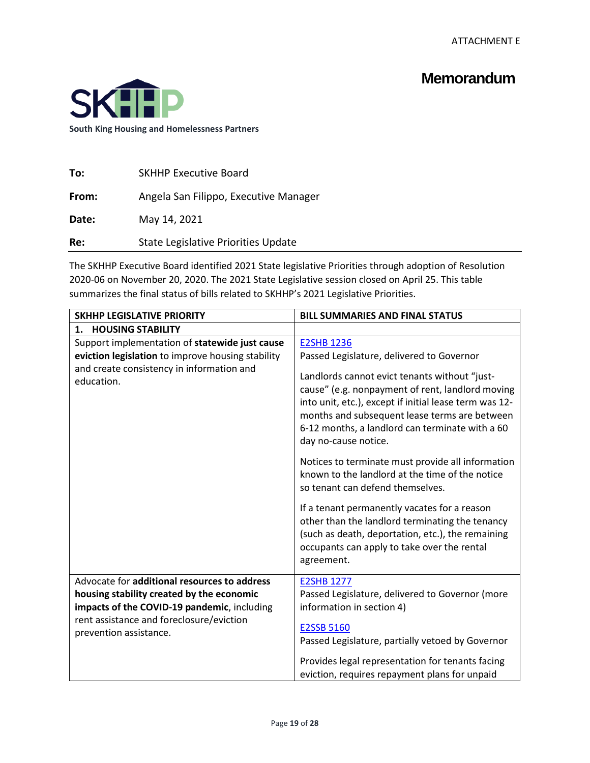ATTACHMENT E

# Memorandum

**South King Housing and Homelessness Partners**

| | |
|---|---|
| **To:** | SKHHP Executive Board |
| **From:** | Angela San Filippo, Executive Manager |
| **Date:** | May 14, 2021 |
| **Re:** | State Legislative Priorities Update |

The SKHHP Executive Board identified 2021 State legislative Priorities through adoption of Resolution 2020-06 on November 20, 2020. The 2021 State Legislative session closed on April 25. This table summarizes the final status of bills related to SKHHP's 2021 Legislative Priorities.

| SKHHP LEGISLATIVE PRIORITY | BILL SUMMARIES AND FINAL STATUS |
|---|---|
| **1. HOUSING STABILITY** | |
| Support implementation of **statewide just cause eviction legislation** to improve housing stability and create consistency in information and education. | E2SHB 1236<br>Passed Legislature, delivered to Governor<br><br>Landlords cannot evict tenants without "just-cause" (e.g. nonpayment of rent, landlord moving into unit, etc.), except if initial lease term was 12-months and subsequent lease terms are between 6-12 months, a landlord can terminate with a 60 day no-cause notice.<br><br>Notices to terminate must provide all information known to the landlord at the time of the notice so tenant can defend themselves.<br><br>If a tenant permanently vacates for a reason other than the landlord terminating the tenancy (such as death, deportation, etc.), the remaining occupants can apply to take over the rental agreement. |
| Advocate for **additional resources to address housing stability created by the economic impacts of the COVID-19 pandemic**, including rent assistance and foreclosure/eviction prevention assistance. | E2SHB 1277<br>Passed Legislature, delivered to Governor (more information in section 4)<br><br>E2SSB 5160<br>Passed Legislature, partially vetoed by Governor<br><br>Provides legal representation for tenants facing eviction, requires repayment plans for unpaid |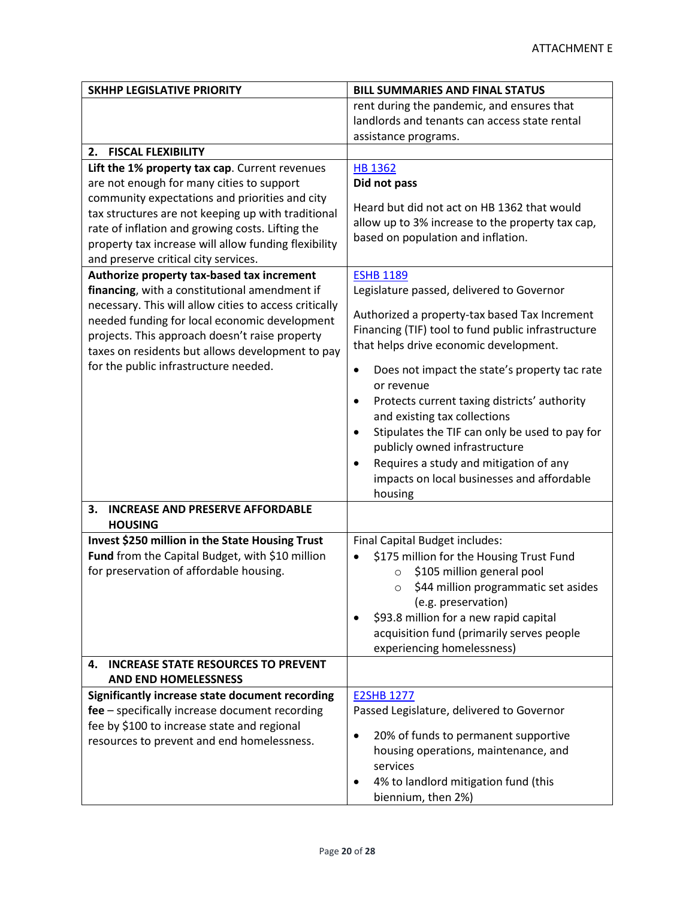| SKHHP LEGISLATIVE PRIORITY | BILL SUMMARIES AND FINAL STATUS |
|---|---|
| | rent during the pandemic, and ensures that landlords and tenants can access state rental assistance programs. |
| **2. FISCAL FLEXIBILITY** | |
| **Lift the 1% property tax cap**. Current revenues are not enough for many cities to support community expectations and priorities and city tax structures are not keeping up with traditional rate of inflation and growing costs. Lifting the property tax increase will allow funding flexibility and preserve critical city services. | HB 1362<br>**Did not pass**<br><br>Heard but did not act on HB 1362 that would allow up to 3% increase to the property tax cap, based on population and inflation. |
| **Authorize property tax-based tax increment financing**, with a constitutional amendment if necessary. This will allow cities to access critically needed funding for local economic development projects. This approach doesn't raise property taxes on residents but allows development to pay for the public infrastructure needed. | ESHB 1189<br>Legislature passed, delivered to Governor<br><br>Authorized a property-tax based Tax Increment Financing (TIF) tool to fund public infrastructure that helps drive economic development.<br><br>• Does not impact the state's property tac rate or revenue<br>• Protects current taxing districts' authority and existing tax collections<br>• Stipulates the TIF can only be used to pay for publicly owned infrastructure<br>• Requires a study and mitigation of any impacts on local businesses and affordable housing |
| **3. INCREASE AND PRESERVE AFFORDABLE HOUSING** | |
| **Invest $250 million in the State Housing Trust Fund** from the Capital Budget, with $10 million for preservation of affordable housing. | Final Capital Budget includes:<br>• $175 million for the Housing Trust Fund<br>&nbsp;&nbsp;&nbsp;&nbsp;○ $105 million general pool<br>&nbsp;&nbsp;&nbsp;&nbsp;○ $44 million programmatic set asides (e.g. preservation)<br>• $93.8 million for a new rapid capital acquisition fund (primarily serves people experiencing homelessness) |
| **4. INCREASE STATE RESOURCES TO PREVENT AND END HOMELESSNESS** | |
| **Significantly increase state document recording fee** – specifically increase document recording fee by $100 to increase state and regional resources to prevent and end homelessness. | E2SHB 1277<br>Passed Legislature, delivered to Governor<br><br>• 20% of funds to permanent supportive housing operations, maintenance, and services<br>• 4% to landlord mitigation fund (this biennium, then 2%) |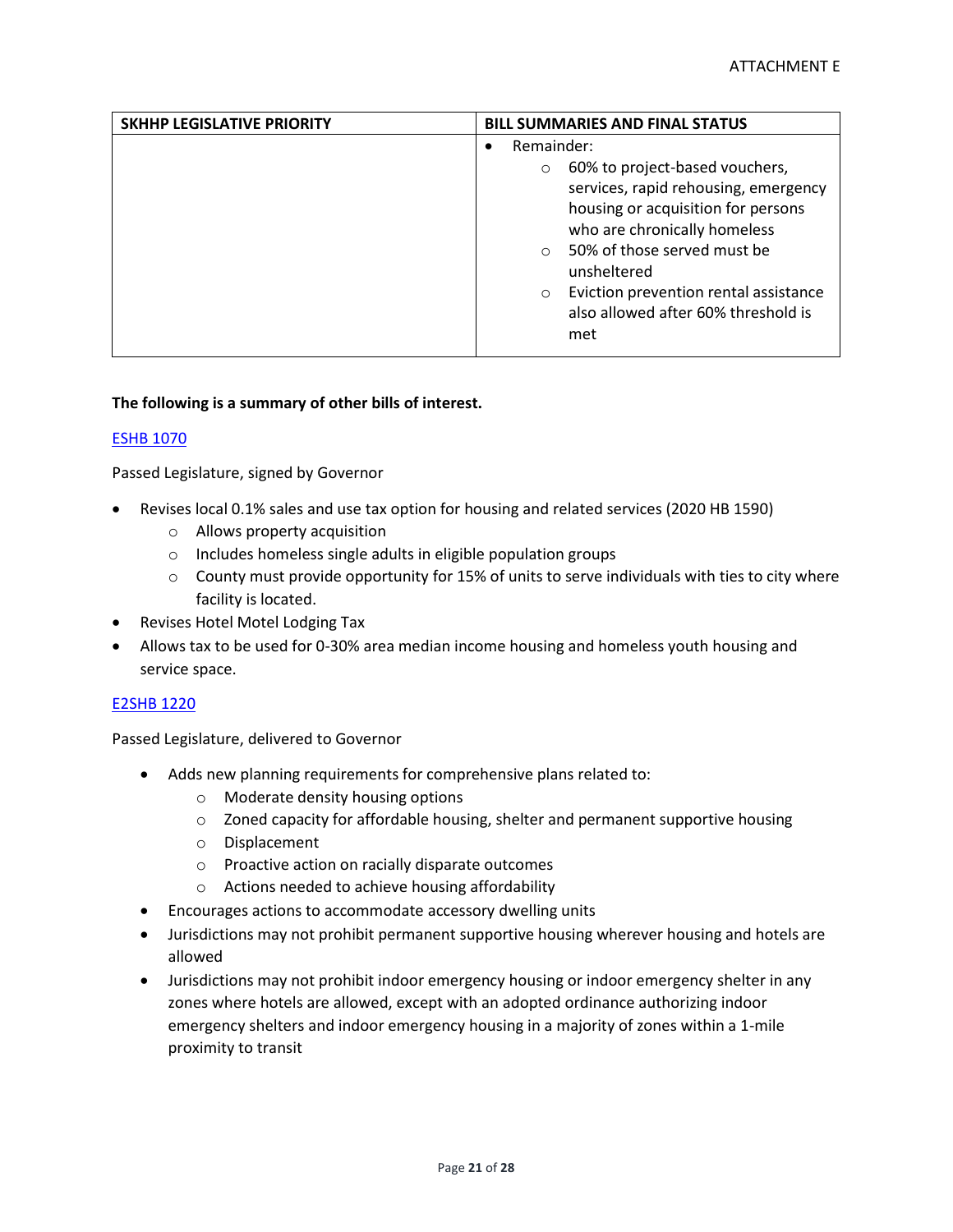| SKHHP LEGISLATIVE PRIORITY | BILL SUMMARIES AND FINAL STATUS |
| --- | --- |
| | • Remainder:<br>  ○ 60% to project-based vouchers, services, rapid rehousing, emergency housing or acquisition for persons who are chronically homeless<br>  ○ 50% of those served must be unsheltered<br>  ○ Eviction prevention rental assistance also allowed after 60% threshold is met |

**The following is a summary of other bills of interest.**

ESHB 1070

Passed Legislature, signed by Governor

- Revises local 0.1% sales and use tax option for housing and related services (2020 HB 1590)
  - Allows property acquisition
  - Includes homeless single adults in eligible population groups
  - County must provide opportunity for 15% of units to serve individuals with ties to city where facility is located.
- Revises Hotel Motel Lodging Tax
- Allows tax to be used for 0-30% area median income housing and homeless youth housing and service space.

E2SHB 1220

Passed Legislature, delivered to Governor

- Adds new planning requirements for comprehensive plans related to:
  - Moderate density housing options
  - Zoned capacity for affordable housing, shelter and permanent supportive housing
  - Displacement
  - Proactive action on racially disparate outcomes
  - Actions needed to achieve housing affordability
- Encourages actions to accommodate accessory dwelling units
- Jurisdictions may not prohibit permanent supportive housing wherever housing and hotels are allowed
- Jurisdictions may not prohibit indoor emergency housing or indoor emergency shelter in any zones where hotels are allowed, except with an adopted ordinance authorizing indoor emergency shelters and indoor emergency housing in a majority of zones within a 1-mile proximity to transit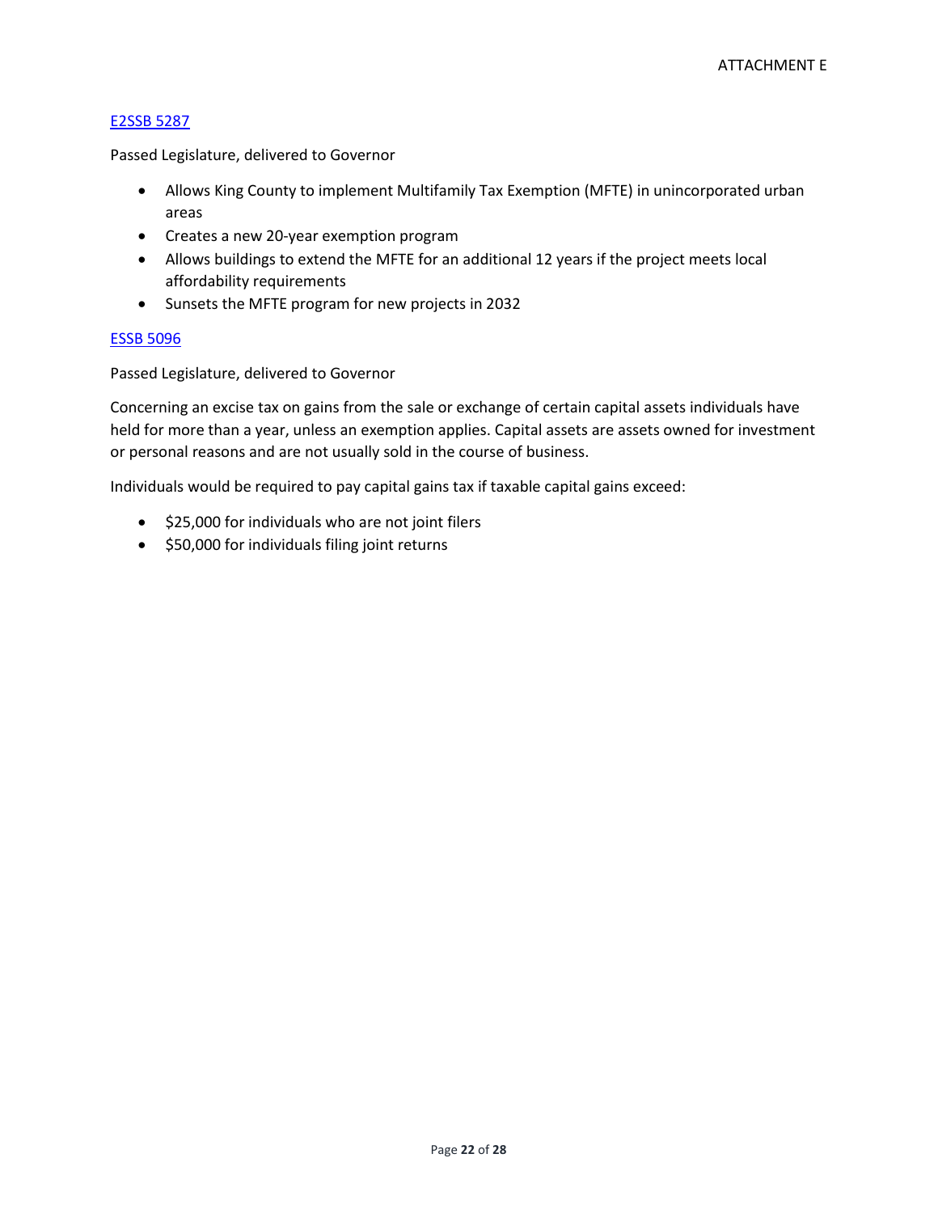[E2SSB 5287]

Passed Legislature, delivered to Governor

- Allows King County to implement Multifamily Tax Exemption (MFTE) in unincorporated urban areas
- Creates a new 20-year exemption program
- Allows buildings to extend the MFTE for an additional 12 years if the project meets local affordability requirements
- Sunsets the MFTE program for new projects in 2032

[ESSB 5096]

Passed Legislature, delivered to Governor

Concerning an excise tax on gains from the sale or exchange of certain capital assets individuals have held for more than a year, unless an exemption applies. Capital assets are assets owned for investment or personal reasons and are not usually sold in the course of business.

Individuals would be required to pay capital gains tax if taxable capital gains exceed:

- $25,000 for individuals who are not joint filers
- $50,000 for individuals filing joint returns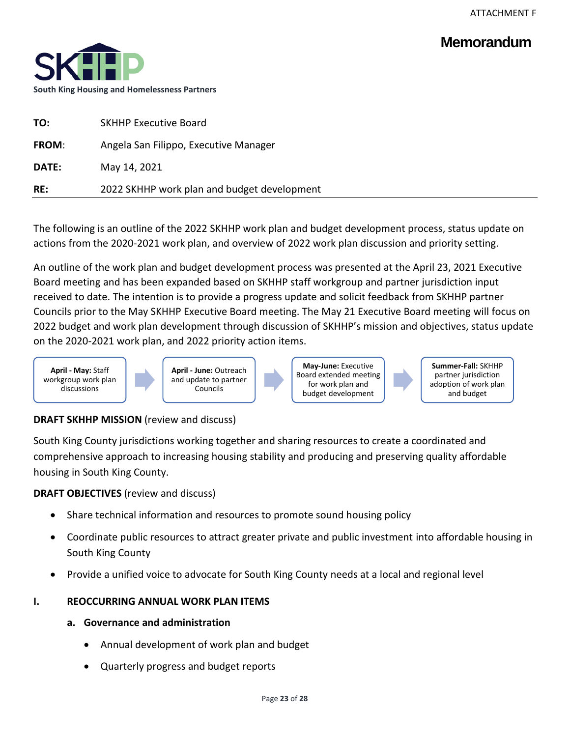ATTACHMENT F

# Memorandum

South King Housing and Homelessness Partners

| | |
|---|---|
| **TO:** | SKHHP Executive Board |
| **FROM**: | Angela San Filippo, Executive Manager |
| **DATE:** | May 14, 2021 |
| **RE:** | 2022 SKHHP work plan and budget development |

The following is an outline of the 2022 SKHHP work plan and budget development process, status update on actions from the 2020-2021 work plan, and overview of 2022 work plan discussion and priority setting.

An outline of the work plan and budget development process was presented at the April 23, 2021 Executive Board meeting and has been expanded based on SKHHP staff workgroup and partner jurisdiction input received to date. The intention is to provide a progress update and solicit feedback from SKHHP partner Councils prior to the May SKHHP Executive Board meeting. The May 21 Executive Board meeting will focus on 2022 budget and work plan development through discussion of SKHHP's mission and objectives, status update on the 2020-2021 work plan, and 2022 priority action items.

**April - May:** Staff workgroup work plan discussions → **April - June:** Outreach and update to partner Councils → **May-June:** Executive Board extended meeting for work plan and budget development → **Summer-Fall:** SKHHP partner jurisdiction adoption of work plan and budget

**DRAFT SKHHP MISSION** (review and discuss)

South King County jurisdictions working together and sharing resources to create a coordinated and comprehensive approach to increasing housing stability and producing and preserving quality affordable housing in South King County.

**DRAFT OBJECTIVES** (review and discuss)

- Share technical information and resources to promote sound housing policy
- Coordinate public resources to attract greater private and public investment into affordable housing in South King County
- Provide a unified voice to advocate for South King County needs at a local and regional level

## I. REOCCURRING ANNUAL WORK PLAN ITEMS

### a. Governance and administration

- Annual development of work plan and budget
- Quarterly progress and budget reports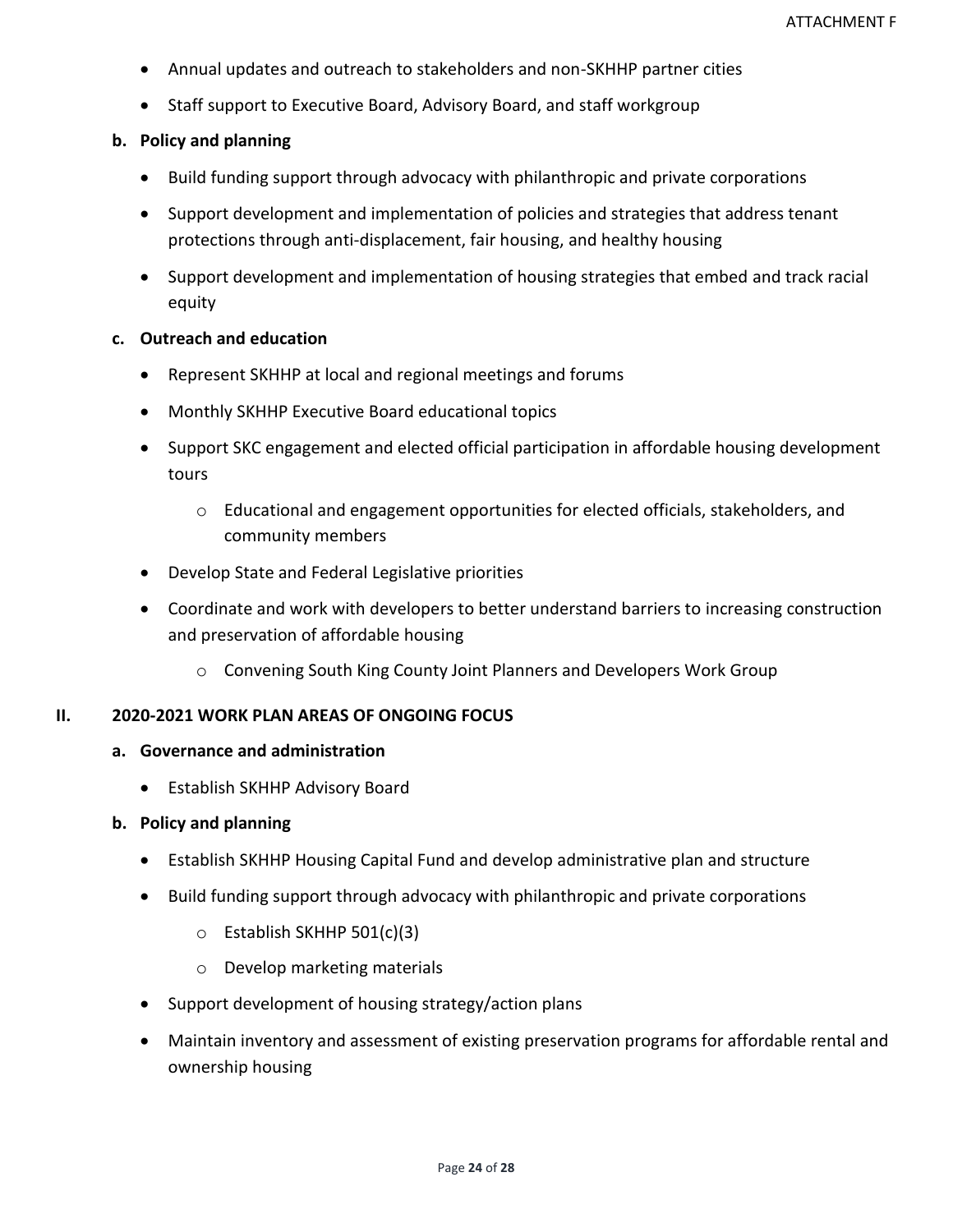- Annual updates and outreach to stakeholders and non-SKHHP partner cities
- Staff support to Executive Board, Advisory Board, and staff workgroup

**b. Policy and planning**

- Build funding support through advocacy with philanthropic and private corporations
- Support development and implementation of policies and strategies that address tenant protections through anti-displacement, fair housing, and healthy housing
- Support development and implementation of housing strategies that embed and track racial equity

**c. Outreach and education**

- Represent SKHHP at local and regional meetings and forums
- Monthly SKHHP Executive Board educational topics
- Support SKC engagement and elected official participation in affordable housing development tours
  - Educational and engagement opportunities for elected officials, stakeholders, and community members
- Develop State and Federal Legislative priorities
- Coordinate and work with developers to better understand barriers to increasing construction and preservation of affordable housing
  - Convening South King County Joint Planners and Developers Work Group

## II. 2020-2021 WORK PLAN AREAS OF ONGOING FOCUS

**a. Governance and administration**

- Establish SKHHP Advisory Board

**b. Policy and planning**

- Establish SKHHP Housing Capital Fund and develop administrative plan and structure
- Build funding support through advocacy with philanthropic and private corporations
  - Establish SKHHP 501(c)(3)
  - Develop marketing materials
- Support development of housing strategy/action plans
- Maintain inventory and assessment of existing preservation programs for affordable rental and ownership housing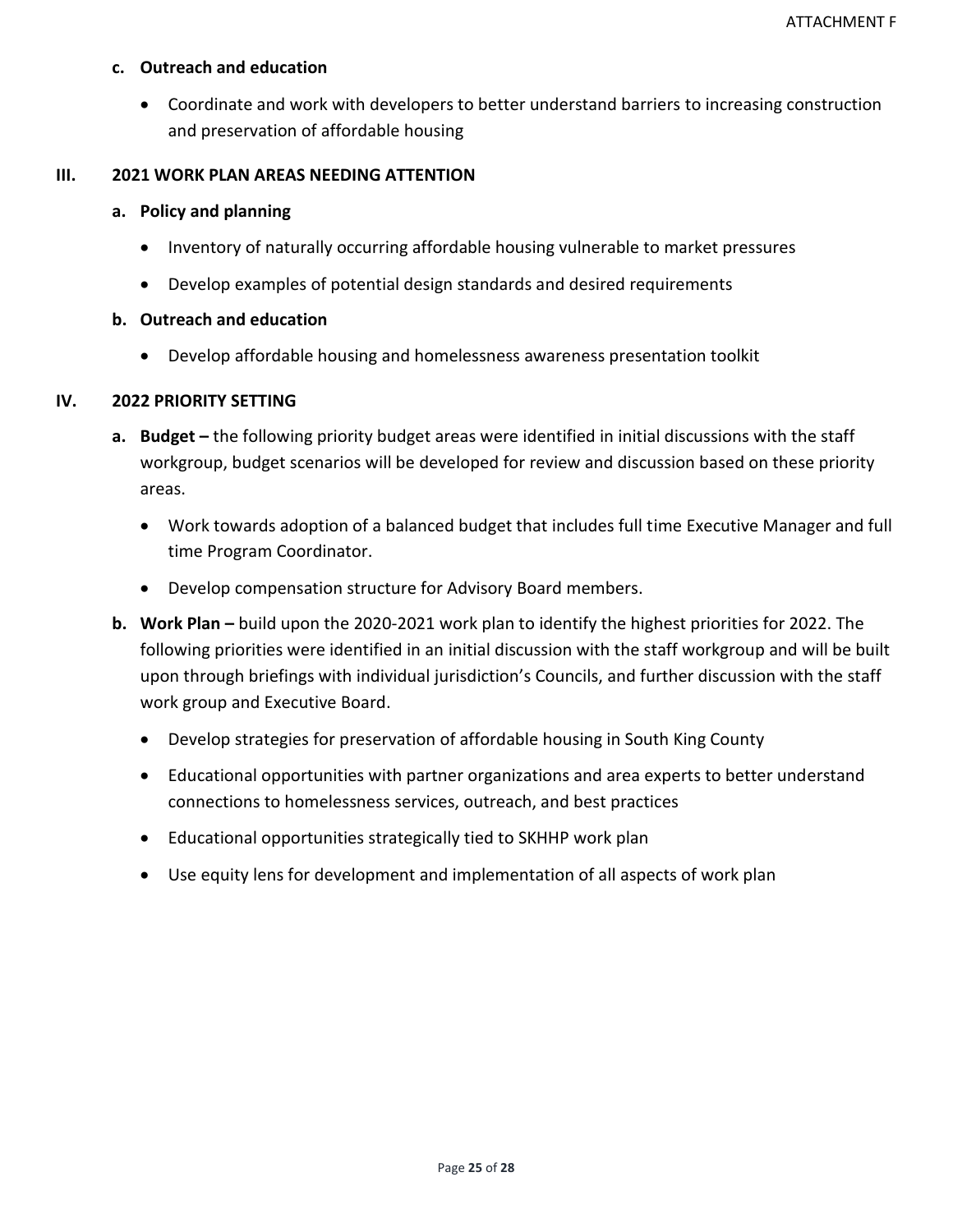### c. Outreach and education

- Coordinate and work with developers to better understand barriers to increasing construction and preservation of affordable housing

## III. 2021 WORK PLAN AREAS NEEDING ATTENTION

### a. Policy and planning

- Inventory of naturally occurring affordable housing vulnerable to market pressures
- Develop examples of potential design standards and desired requirements

### b. Outreach and education

- Develop affordable housing and homelessness awareness presentation toolkit

## IV. 2022 PRIORITY SETTING

**a. Budget –** the following priority budget areas were identified in initial discussions with the staff workgroup, budget scenarios will be developed for review and discussion based on these priority areas.

- Work towards adoption of a balanced budget that includes full time Executive Manager and full time Program Coordinator.
- Develop compensation structure for Advisory Board members.

**b. Work Plan –** build upon the 2020-2021 work plan to identify the highest priorities for 2022. The following priorities were identified in an initial discussion with the staff workgroup and will be built upon through briefings with individual jurisdiction's Councils, and further discussion with the staff work group and Executive Board.

- Develop strategies for preservation of affordable housing in South King County
- Educational opportunities with partner organizations and area experts to better understand connections to homelessness services, outreach, and best practices
- Educational opportunities strategically tied to SKHHP work plan
- Use equity lens for development and implementation of all aspects of work plan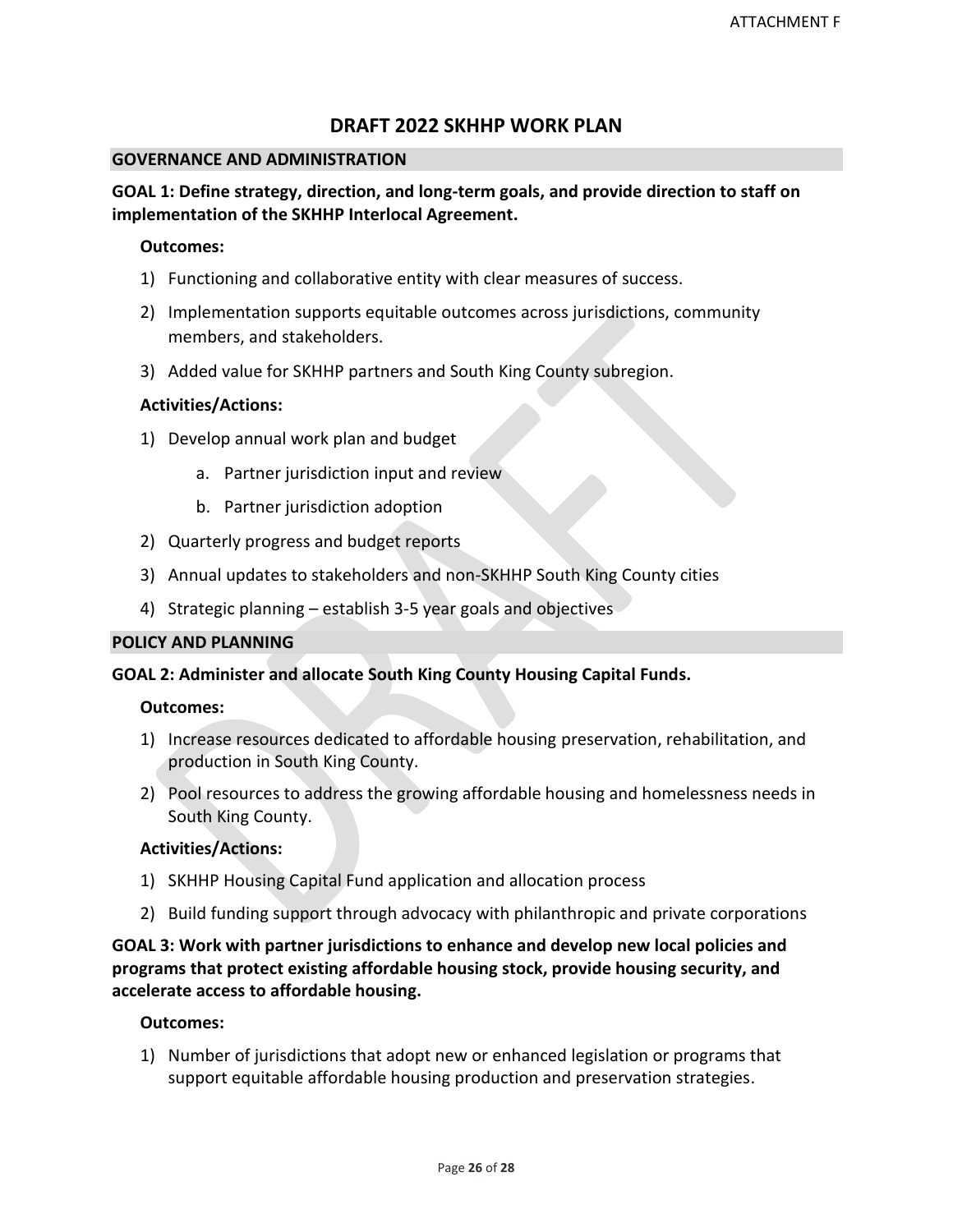ATTACHMENT F

# DRAFT 2022 SKHHP WORK PLAN

## GOVERNANCE AND ADMINISTRATION

### GOAL 1: Define strategy, direction, and long-term goals, and provide direction to staff on implementation of the SKHHP Interlocal Agreement.

**Outcomes:**

1) Functioning and collaborative entity with clear measures of success.
2) Implementation supports equitable outcomes across jurisdictions, community members, and stakeholders.
3) Added value for SKHHP partners and South King County subregion.

**Activities/Actions:**

1) Develop annual work plan and budget
   a. Partner jurisdiction input and review
   b. Partner jurisdiction adoption
2) Quarterly progress and budget reports
3) Annual updates to stakeholders and non-SKHHP South King County cities
4) Strategic planning – establish 3-5 year goals and objectives

## POLICY AND PLANNING

### GOAL 2: Administer and allocate South King County Housing Capital Funds.

**Outcomes:**

1) Increase resources dedicated to affordable housing preservation, rehabilitation, and production in South King County.
2) Pool resources to address the growing affordable housing and homelessness needs in South King County.

**Activities/Actions:**

1) SKHHP Housing Capital Fund application and allocation process
2) Build funding support through advocacy with philanthropic and private corporations

### GOAL 3: Work with partner jurisdictions to enhance and develop new local policies and programs that protect existing affordable housing stock, provide housing security, and accelerate access to affordable housing.

**Outcomes:**

1) Number of jurisdictions that adopt new or enhanced legislation or programs that support equitable affordable housing production and preservation strategies.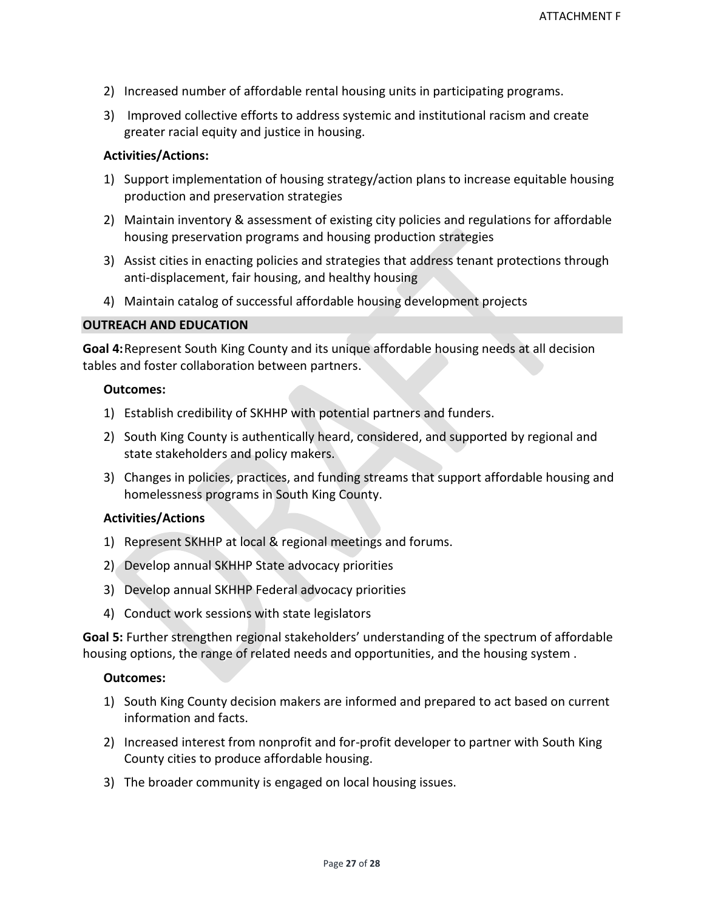2) Increased number of affordable rental housing units in participating programs.
3) Improved collective efforts to address systemic and institutional racism and create greater racial equity and justice in housing.

**Activities/Actions:**

1) Support implementation of housing strategy/action plans to increase equitable housing production and preservation strategies
2) Maintain inventory & assessment of existing city policies and regulations for affordable housing preservation programs and housing production strategies
3) Assist cities in enacting policies and strategies that address tenant protections through anti-displacement, fair housing, and healthy housing
4) Maintain catalog of successful affordable housing development projects

## OUTREACH AND EDUCATION

**Goal 4:** Represent South King County and its unique affordable housing needs at all decision tables and foster collaboration between partners.

**Outcomes:**

1) Establish credibility of SKHHP with potential partners and funders.
2) South King County is authentically heard, considered, and supported by regional and state stakeholders and policy makers.
3) Changes in policies, practices, and funding streams that support affordable housing and homelessness programs in South King County.

**Activities/Actions**

1) Represent SKHHP at local & regional meetings and forums.
2) Develop annual SKHHP State advocacy priorities
3) Develop annual SKHHP Federal advocacy priorities
4) Conduct work sessions with state legislators

**Goal 5:** Further strengthen regional stakeholders' understanding of the spectrum of affordable housing options, the range of related needs and opportunities, and the housing system .

**Outcomes:**

1) South King County decision makers are informed and prepared to act based on current information and facts.
2) Increased interest from nonprofit and for-profit developer to partner with South King County cities to produce affordable housing.
3) The broader community is engaged on local housing issues.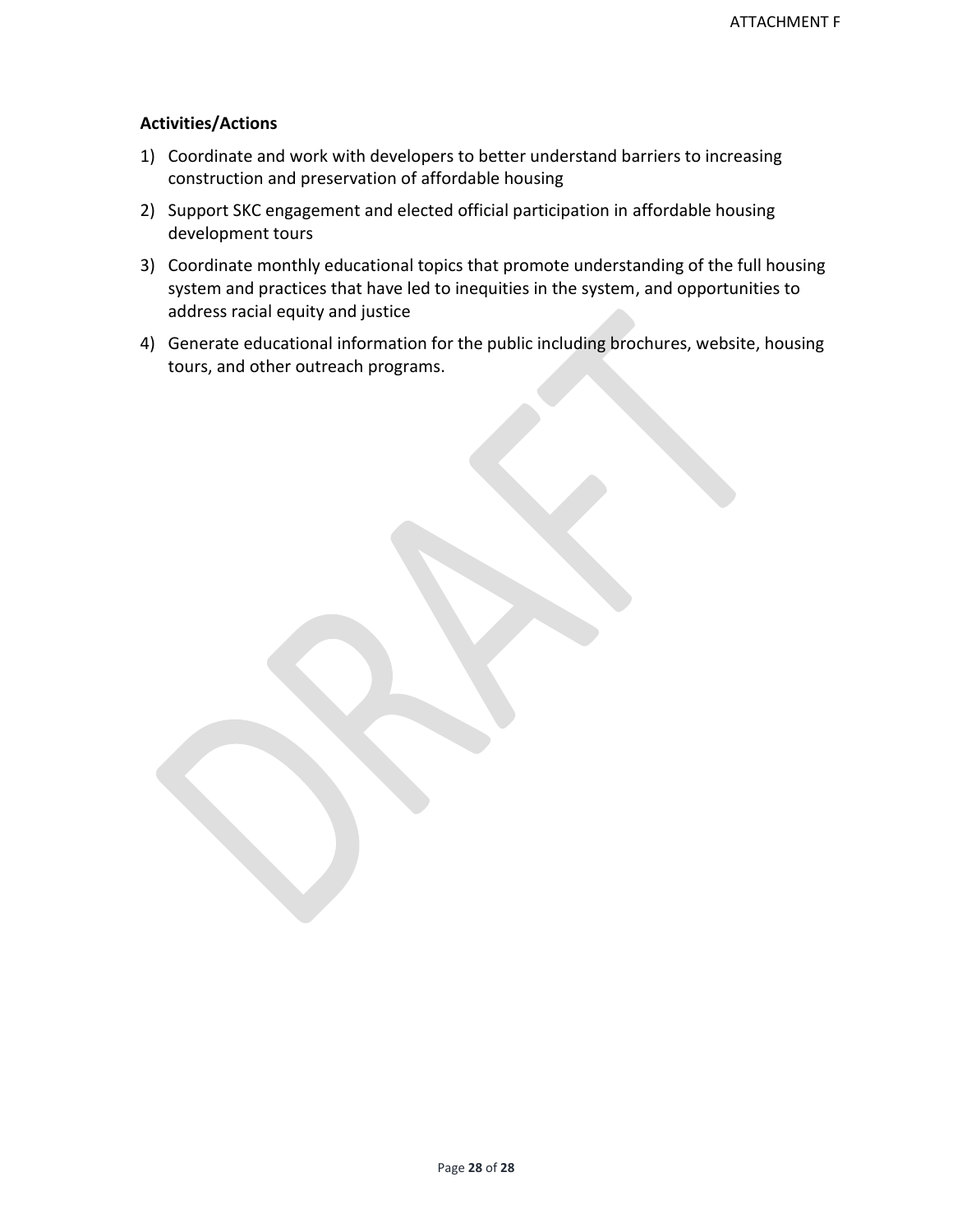**Activities/Actions**

1) Coordinate and work with developers to better understand barriers to increasing construction and preservation of affordable housing
2) Support SKC engagement and elected official participation in affordable housing development tours
3) Coordinate monthly educational topics that promote understanding of the full housing system and practices that have led to inequities in the system, and opportunities to address racial equity and justice
4) Generate educational information for the public including brochures, website, housing tours, and other outreach programs.